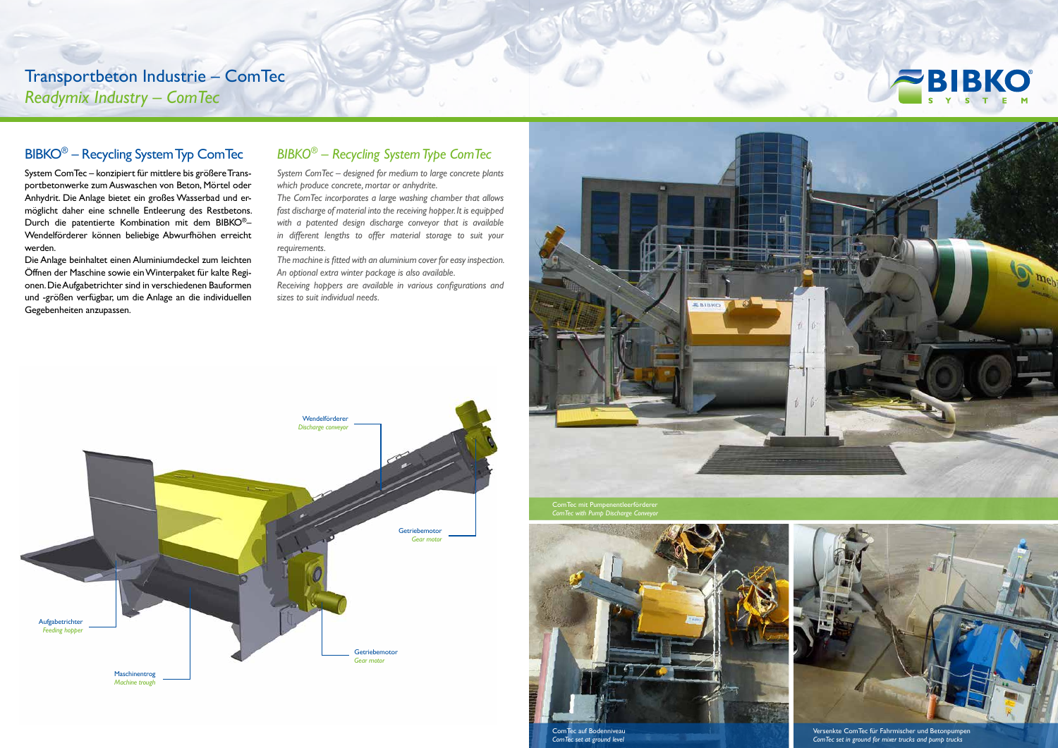# Transportbeton Industrie – ComTec
# *Readymix Industry – ComTec*

## BIBKO® – Recycling System Typ ComTec

System ComTec – konzipiert für mittlere bis größere Transportbetonwerke zum Auswaschen von Beton, Mörtel oder Anhydrit. Die Anlage bietet ein großes Wasserbad und ermöglicht daher eine schnelle Entleerung des Restbetons. Durch die patentierte Kombination mit dem BIBKO®–Wendelförderer können beliebige Abwurfhöhen erreicht werden.

Die Anlage beinhaltet einen Aluminiumdeckel zum leichten Öffnen der Maschine sowie ein Winterpaket für kalte Regionen. Die Aufgabetrichter sind in verschiedenen Bauformen und -größen verfügbar, um die Anlage an die individuellen Gegebenheiten anzupassen.

## *BIBKO® – Recycling System Type ComTec*

*System ComTec – designed for medium to large concrete plants which produce concrete, mortar or anhydrite.*

*The ComTec incorporates a large washing chamber that allows fast discharge of material into the receiving hopper. It is equipped with a patented design discharge conveyor that is available in different lengths to offer material storage to suit your requirements.*

*The machine is fitted with an aluminium cover for easy inspection. An optional extra winter package is also available.*

*Receiving hoppers are available in various configurations and sizes to suit individual needs.*

Wendelförderer
*Discharge conveyor*

Getriebemotor
*Gear motor*

Aufgabetrichter
*Feeding hopper*

Getriebemotor
*Gear motor*

Maschinentrog
*Machine trough*

ComTec mit Pumpenentleerförderer
*ComTec with Pump Discharge Conveyor*

ComTec auf Bodenniveau
*ComTec set at ground level*

Versenkte ComTec für Fahrmischer und Betonpumpen
*ComTec set in ground for mixer trucks and pump trucks*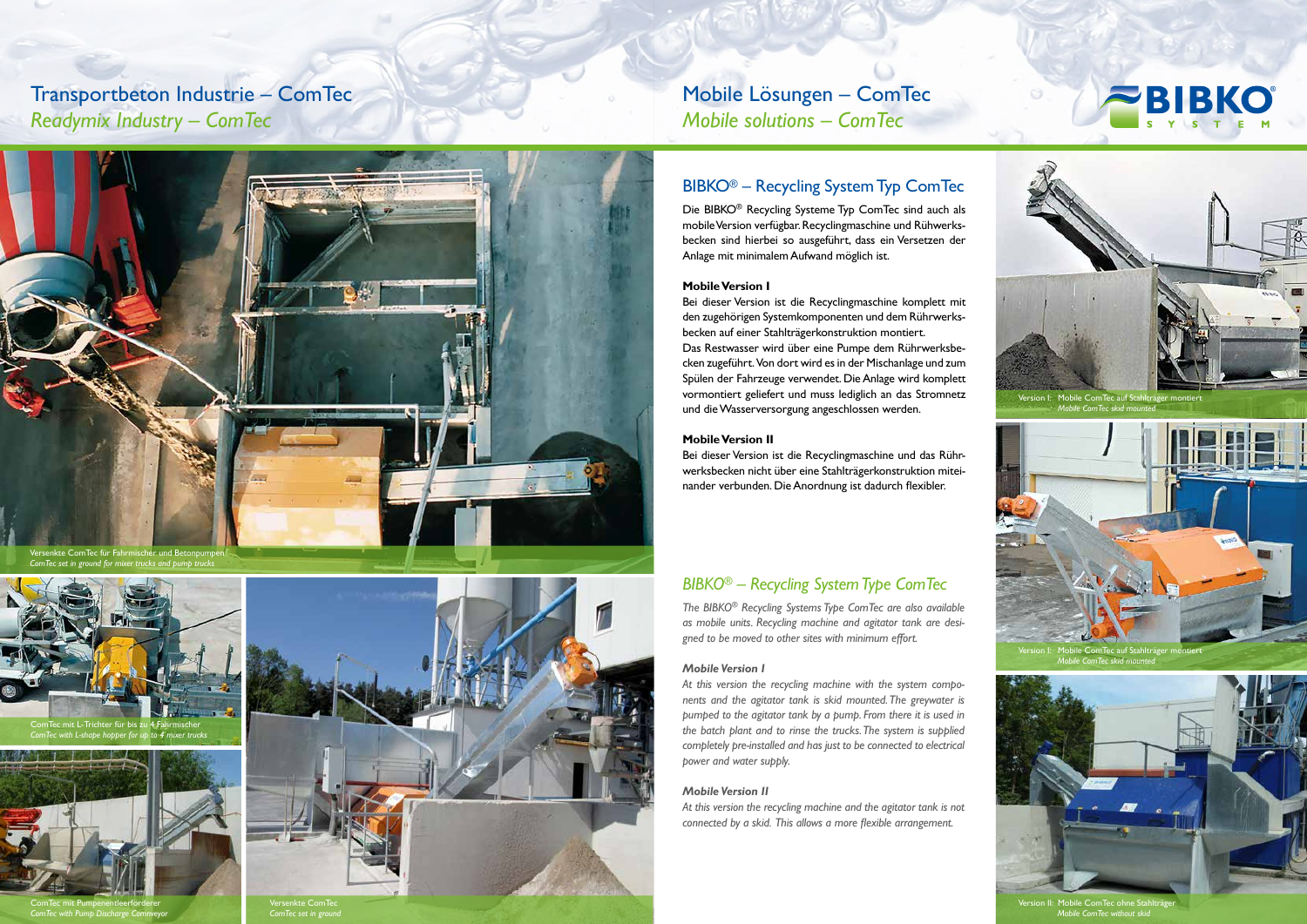# Transportbeton Industrie – ComTec
*Readymix Industry – ComTec*

Versenkte ComTec für Fahrmischer und Betonpumpen
*ComTec set in ground for mixer trucks and pump trucks*

ComTec mit L-Trichter für bis zu 4 Fahrmischer
*ComTec with L-shape hopper for up to 4 mixer trucks*

ComTec mit Pumpenentleerförderer
*ComTec with Pump Discharge Conveyor*

Versenkte ComTec
*ComTec set in ground*

# Mobile Lösungen – ComTec
*Mobile solutions – ComTec*

## BIBKO® – Recycling System Typ ComTec

Die BIBKO® Recycling Systeme Typ ComTec sind auch als mobile Version verfügbar. Recyclingmaschine und Rühwerksbecken sind hierbei so ausgeführt, dass ein Versetzen der Anlage mit minimalem Aufwand möglich ist.

**Mobile Version I**

Bei dieser Version ist die Recyclingmaschine komplett mit den zugehörigen Systemkomponenten und dem Rührwerksbecken auf einer Stahlträgerkonstruktion montiert.
Das Restwasser wird über eine Pumpe dem Rührwerksbecken zugeführt. Von dort wird es in der Mischanlage und zum Spülen der Fahrzeuge verwendet. Die Anlage wird komplett vormontiert geliefert und muss lediglich an das Stromnetz und die Wasserversorgung angeschlossen werden.

**Mobile Version II**

Bei dieser Version ist die Recyclingmaschine und das Rührwerksbecken nicht über eine Stahlträgerkonstruktion miteinander verbunden. Die Anordnung ist dadurch flexibler.

## *BIBKO® – Recycling System Type ComTec*

*The BIBKO® Recycling Systems Type ComTec are also available as mobile units. Recycling machine and agitator tank are designed to be moved to other sites with minimum effort.*

***Mobile Version I***

*At this version the recycling machine with the system components and the agitator tank is skid mounted. The greywater is pumped to the agitator tank by a pump. From there it is used in the batch plant and to rinse the trucks. The system is supplied completely pre-installed and has just to be connected to electrical power and water supply.*

***Mobile Version II***

*At this version the recycling machine and the agitator tank is not connected by a skid. This allows a more flexible arrangement.*

Version I: Mobile ComTec auf Stahlträger montiert
*Mobile ComTec skid mounted*

Version I: Mobile ComTec auf Stahlträger montiert
*Mobile ComTec skid mounted*

Version II: Mobile ComTec ohne Stahlträger
*Mobile ComTec without skid*